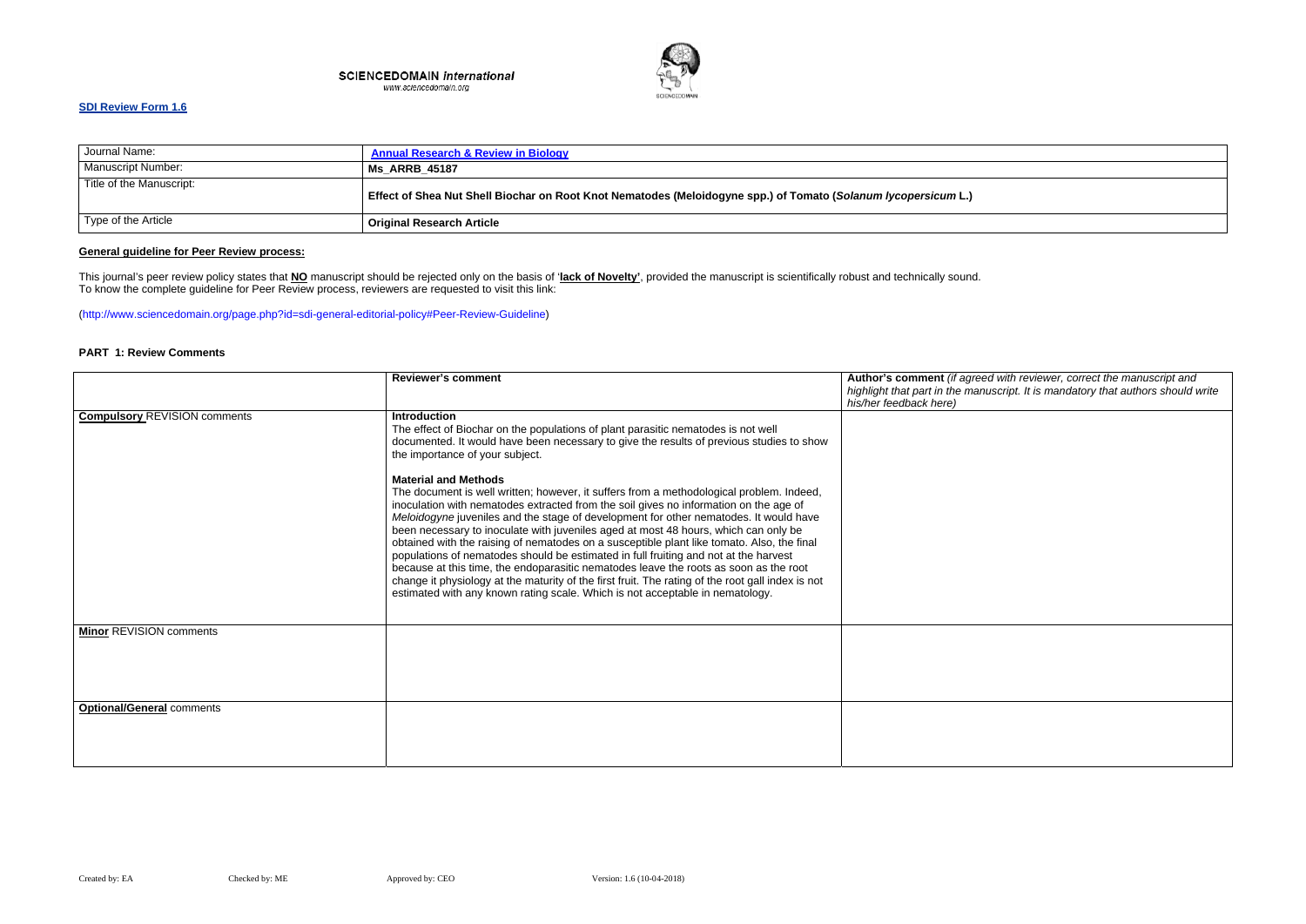SCIENCEDOMAIN *international*
www.sciencedomain.org

**SDI Review Form 1.6**

| Journal Name: | **Annual Research & Review in Biology** |
| --- | --- |
| Manuscript Number: | **Ms_ARRB_45187** |
| Title of the Manuscript: | **Effect of Shea Nut Shell Biochar on Root Knot Nematodes (Meloidogyne spp.) of Tomato (*Solanum lycopersicum* L.)** |
| Type of the Article | **Original Research Article** |

**General guideline for Peer Review process:**

This journal's peer review policy states that **NO** manuscript should be rejected only on the basis of '**lack of Novelty**', provided the manuscript is scientifically robust and technically sound.
To know the complete guideline for Peer Review process, reviewers are requested to visit this link:

(http://www.sciencedomain.org/page.php?id=sdi-general-editorial-policy#Peer-Review-Guideline)

**PART 1: Review Comments**

| | **Reviewer's comment** | **Author's comment** *(if agreed with reviewer, correct the manuscript and highlight that part in the manuscript. It is mandatory that authors should write his/her feedback here)* |
| --- | --- | --- |
| **Compulsory** REVISION comments | **Introduction**<br>The effect of Biochar on the populations of plant parasitic nematodes is not well documented. It would have been necessary to give the results of previous studies to show the importance of your subject.<br><br>**Material and Methods**<br>The document is well written; however, it suffers from a methodological problem. Indeed, inoculation with nematodes extracted from the soil gives no information on the age of *Meloidogyne* juveniles and the stage of development for other nematodes. It would have been necessary to inoculate with juveniles aged at most 48 hours, which can only be obtained with the raising of nematodes on a susceptible plant like tomato. Also, the final populations of nematodes should be estimated in full fruiting and not at the harvest because at this time, the endoparasitic nematodes leave the roots as soon as the root change it physiology at the maturity of the first fruit. The rating of the root gall index is not estimated with any known rating scale. Which is not acceptable in nematology. | |
| **Minor** REVISION comments | | |
| **Optional/General** comments | | |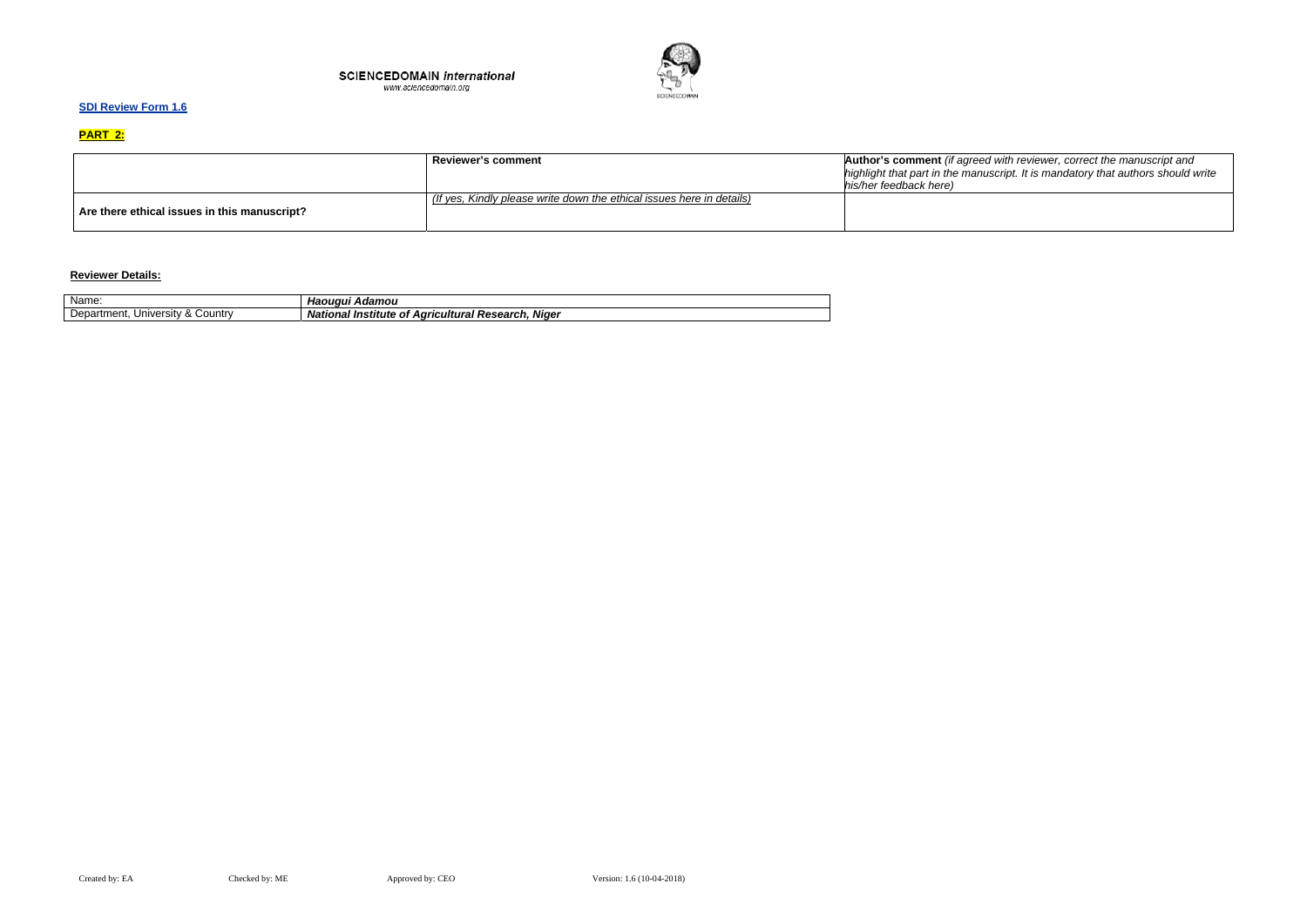SCIENCEDOMAIN *international*
www.sciencedomain.org

**SDI Review Form 1.6**

**PART 2:**

| | **Reviewer's comment** | **Author's comment** *(if agreed with reviewer, correct the manuscript and highlight that part in the manuscript. It is mandatory that authors should write his/her feedback here)* |
|---|---|---|
| **Are there ethical issues in this manuscript?** | *(If yes, Kindly please write down the ethical issues here in details)* | |

**Reviewer Details:**

| | |
|---|---|
| Name: | ***Haougui Adamou*** |
| Department, University & Country | ***National Institute of Agricultural Research, Niger*** |

Created by: EA Checked by: ME Approved by: CEO Version: 1.6 (10-04-2018)